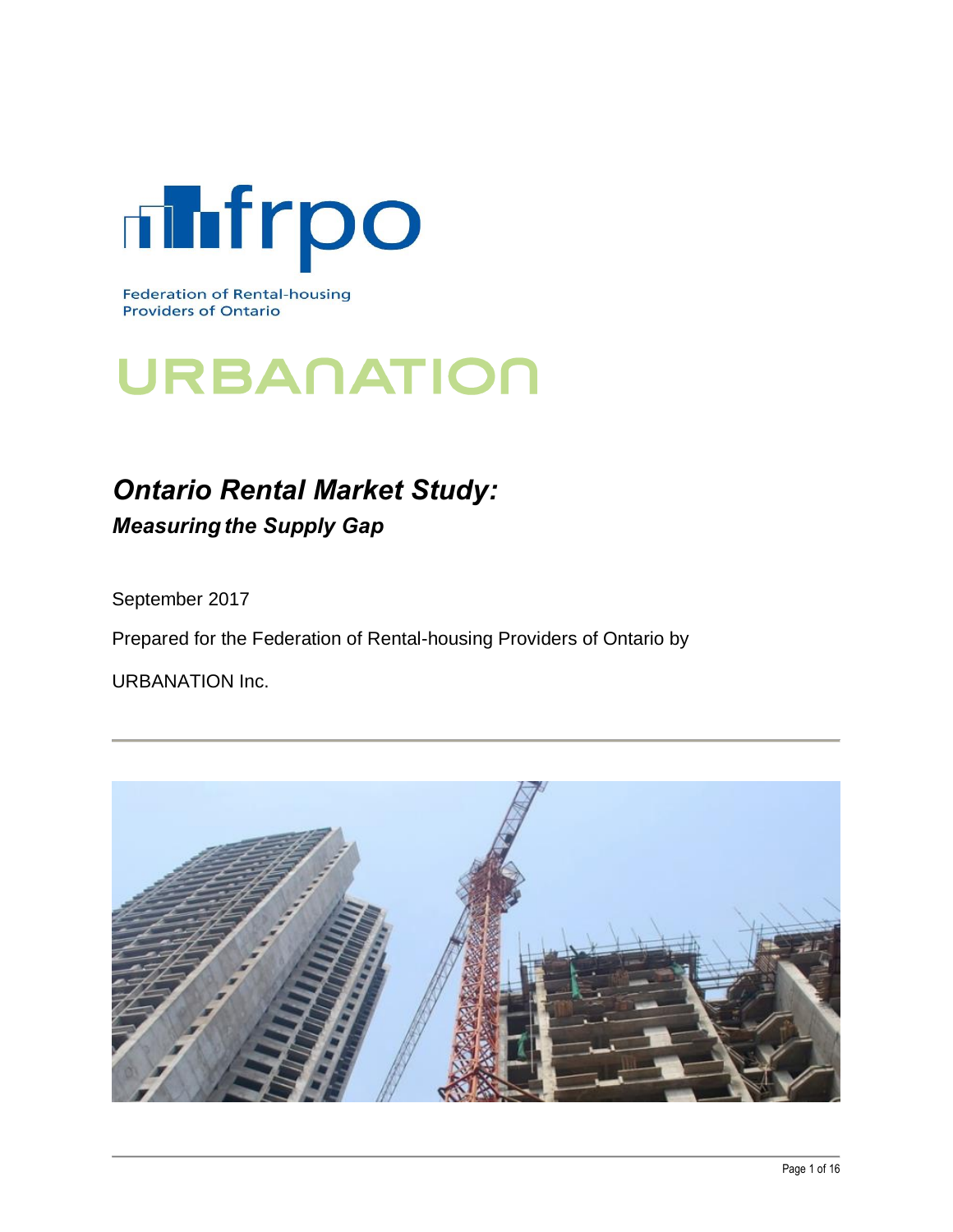frpo

Federation of Rental-housing Providers of Ontario

URBANATION

# *Ontario Rental Market Study:*

## *Measuring the Supply Gap*

September 2017

Prepared for the Federation of Rental-housing Providers of Ontario by

URBANATION Inc.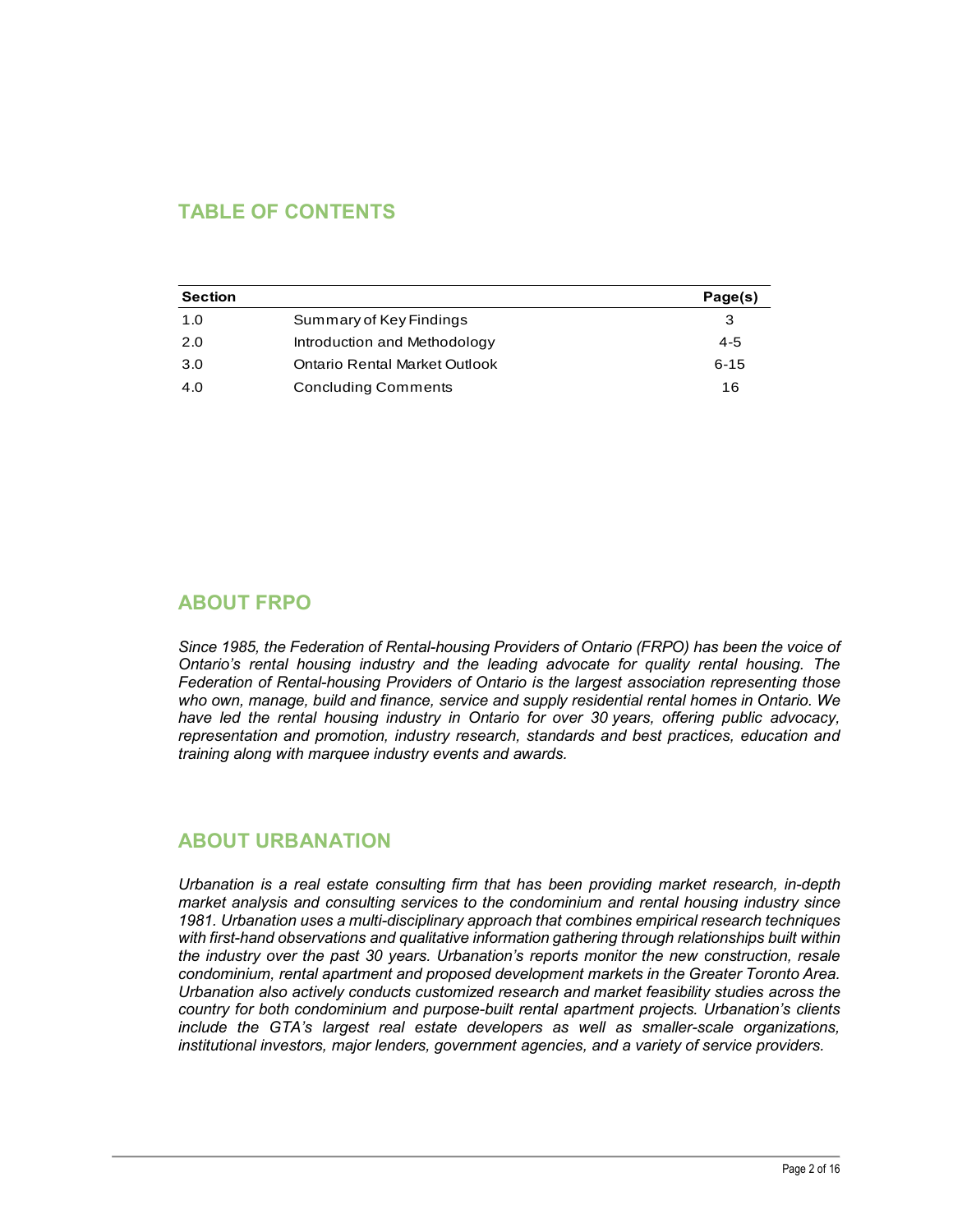## TABLE OF CONTENTS

| Section | | Page(s) |
|---|---|---|
| 1.0 | Summary of Key Findings | 3 |
| 2.0 | Introduction and Methodology | 4-5 |
| 3.0 | Ontario Rental Market Outlook | 6-15 |
| 4.0 | Concluding Comments | 16 |

## ABOUT FRPO

*Since 1985, the Federation of Rental-housing Providers of Ontario (FRPO) has been the voice of Ontario's rental housing industry and the leading advocate for quality rental housing. The Federation of Rental-housing Providers of Ontario is the largest association representing those who own, manage, build and finance, service and supply residential rental homes in Ontario. We have led the rental housing industry in Ontario for over 30 years, offering public advocacy, representation and promotion, industry research, standards and best practices, education and training along with marquee industry events and awards.*

## ABOUT URBANATION

*Urbanation is a real estate consulting firm that has been providing market research, in-depth market analysis and consulting services to the condominium and rental housing industry since 1981. Urbanation uses a multi-disciplinary approach that combines empirical research techniques with first-hand observations and qualitative information gathering through relationships built within the industry over the past 30 years. Urbanation's reports monitor the new construction, resale condominium, rental apartment and proposed development markets in the Greater Toronto Area. Urbanation also actively conducts customized research and market feasibility studies across the country for both condominium and purpose-built rental apartment projects. Urbanation's clients include the GTA's largest real estate developers as well as smaller-scale organizations, institutional investors, major lenders, government agencies, and a variety of service providers.*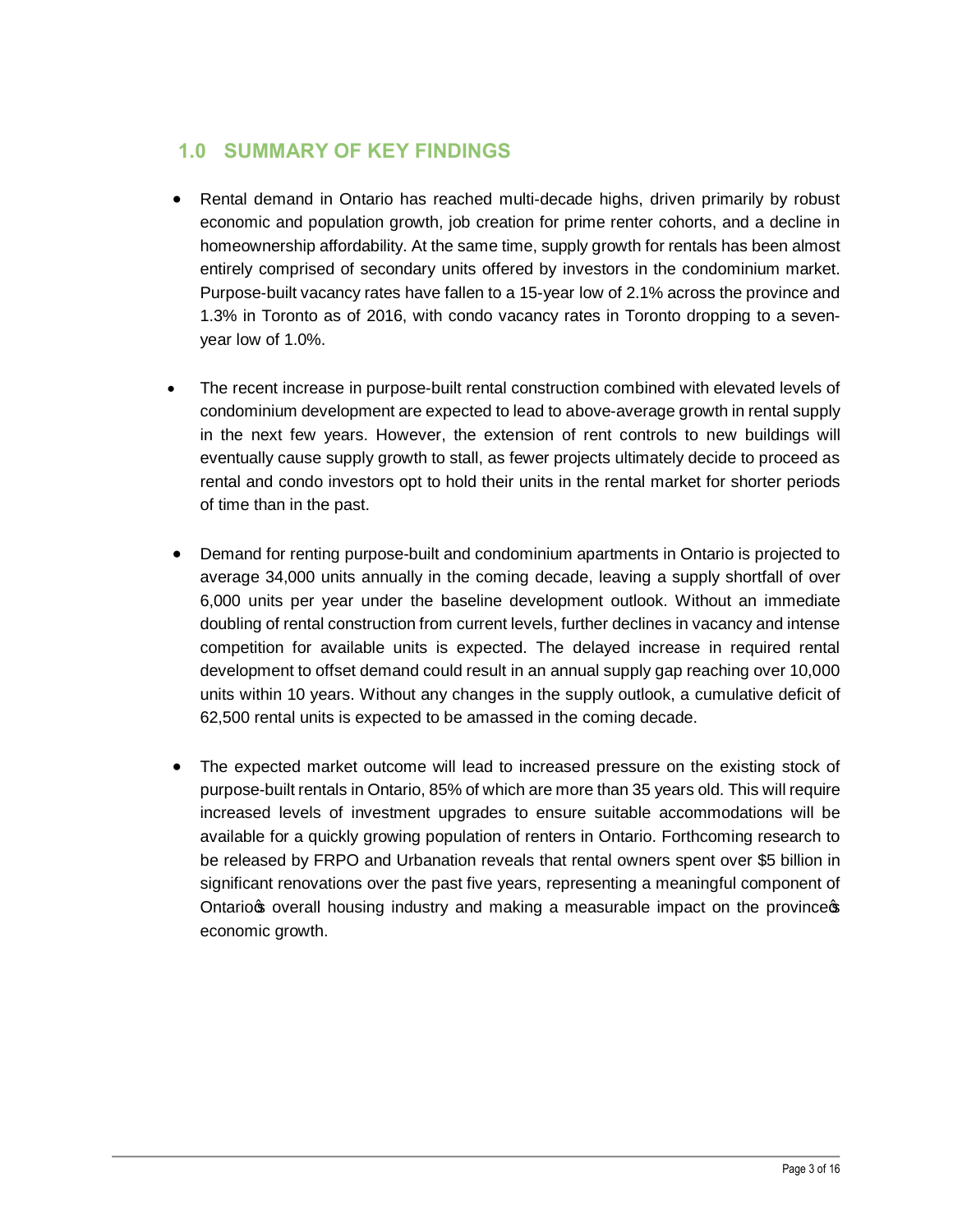## 1.0 SUMMARY OF KEY FINDINGS

- Rental demand in Ontario has reached multi-decade highs, driven primarily by robust economic and population growth, job creation for prime renter cohorts, and a decline in homeownership affordability. At the same time, supply growth for rentals has been almost entirely comprised of secondary units offered by investors in the condominium market. Purpose-built vacancy rates have fallen to a 15-year low of 2.1% across the province and 1.3% in Toronto as of 2016, with condo vacancy rates in Toronto dropping to a seven-year low of 1.0%.

- The recent increase in purpose-built rental construction combined with elevated levels of condominium development are expected to lead to above-average growth in rental supply in the next few years. However, the extension of rent controls to new buildings will eventually cause supply growth to stall, as fewer projects ultimately decide to proceed as rental and condo investors opt to hold their units in the rental market for shorter periods of time than in the past.

- Demand for renting purpose-built and condominium apartments in Ontario is projected to average 34,000 units annually in the coming decade, leaving a supply shortfall of over 6,000 units per year under the baseline development outlook. Without an immediate doubling of rental construction from current levels, further declines in vacancy and intense competition for available units is expected. The delayed increase in required rental development to offset demand could result in an annual supply gap reaching over 10,000 units within 10 years. Without any changes in the supply outlook, a cumulative deficit of 62,500 rental units is expected to be amassed in the coming decade.

- The expected market outcome will lead to increased pressure on the existing stock of purpose-built rentals in Ontario, 85% of which are more than 35 years old. This will require increased levels of investment upgrades to ensure suitable accommodations will be available for a quickly growing population of renters in Ontario. Forthcoming research to be released by FRPO and Urbanation reveals that rental owners spent over $5 billion in significant renovations over the past five years, representing a meaningful component of Ontario's overall housing industry and making a measurable impact on the province's economic growth.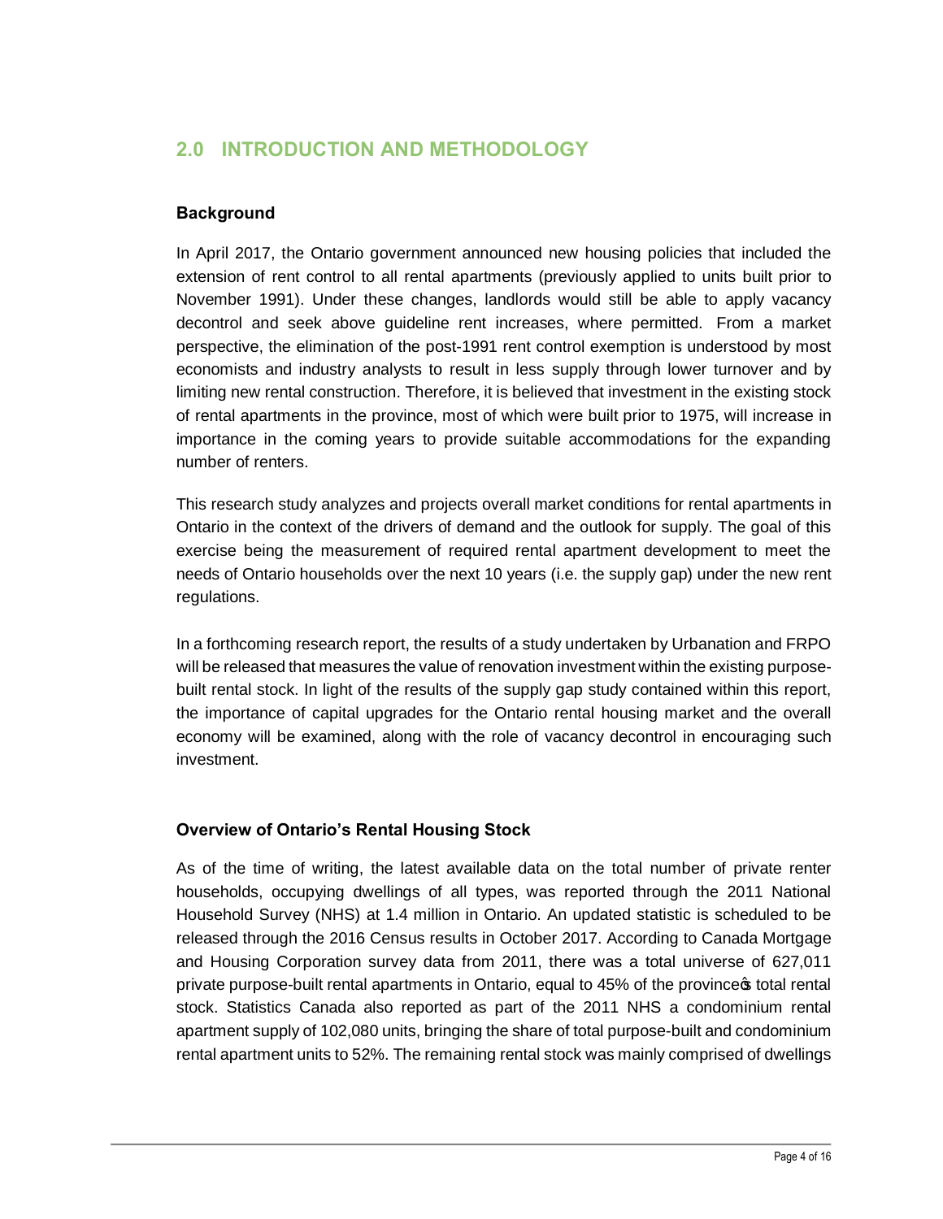## 2.0 INTRODUCTION AND METHODOLOGY

### Background

In April 2017, the Ontario government announced new housing policies that included the extension of rent control to all rental apartments (previously applied to units built prior to November 1991). Under these changes, landlords would still be able to apply vacancy decontrol and seek above guideline rent increases, where permitted. From a market perspective, the elimination of the post-1991 rent control exemption is understood by most economists and industry analysts to result in less supply through lower turnover and by limiting new rental construction. Therefore, it is believed that investment in the existing stock of rental apartments in the province, most of which were built prior to 1975, will increase in importance in the coming years to provide suitable accommodations for the expanding number of renters.

This research study analyzes and projects overall market conditions for rental apartments in Ontario in the context of the drivers of demand and the outlook for supply. The goal of this exercise being the measurement of required rental apartment development to meet the needs of Ontario households over the next 10 years (i.e. the supply gap) under the new rent regulations.

In a forthcoming research report, the results of a study undertaken by Urbanation and FRPO will be released that measures the value of renovation investment within the existing purpose-built rental stock. In light of the results of the supply gap study contained within this report, the importance of capital upgrades for the Ontario rental housing market and the overall economy will be examined, along with the role of vacancy decontrol in encouraging such investment.

### Overview of Ontario's Rental Housing Stock

As of the time of writing, the latest available data on the total number of private renter households, occupying dwellings of all types, was reported through the 2011 National Household Survey (NHS) at 1.4 million in Ontario. An updated statistic is scheduled to be released through the 2016 Census results in October 2017. According to Canada Mortgage and Housing Corporation survey data from 2011, there was a total universe of 627,011 private purpose-built rental apartments in Ontario, equal to 45% of the province's total rental stock. Statistics Canada also reported as part of the 2011 NHS a condominium rental apartment supply of 102,080 units, bringing the share of total purpose-built and condominium rental apartment units to 52%. The remaining rental stock was mainly comprised of dwellings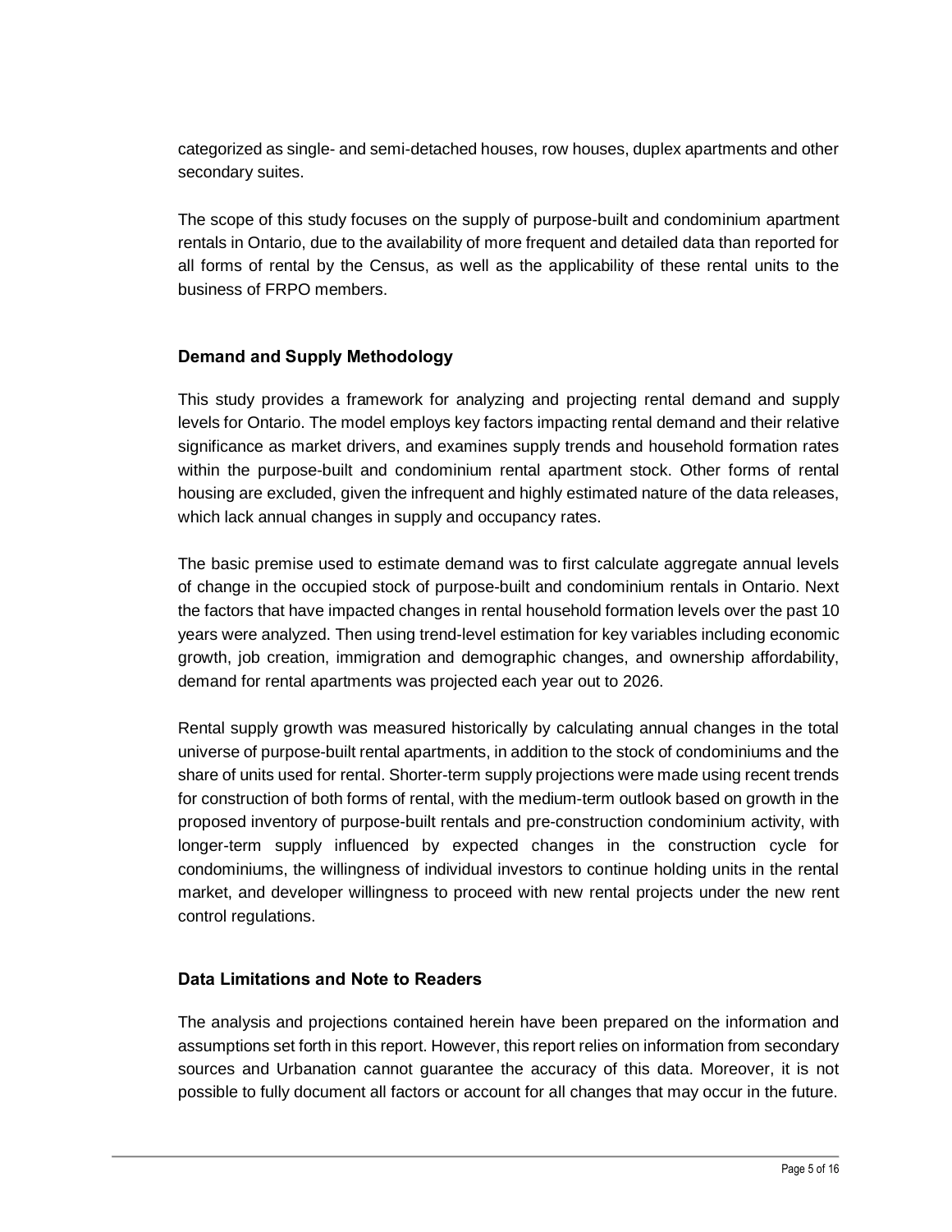categorized as single- and semi-detached houses, row houses, duplex apartments and other secondary suites.

The scope of this study focuses on the supply of purpose-built and condominium apartment rentals in Ontario, due to the availability of more frequent and detailed data than reported for all forms of rental by the Census, as well as the applicability of these rental units to the business of FRPO members.

### Demand and Supply Methodology

This study provides a framework for analyzing and projecting rental demand and supply levels for Ontario. The model employs key factors impacting rental demand and their relative significance as market drivers, and examines supply trends and household formation rates within the purpose-built and condominium rental apartment stock. Other forms of rental housing are excluded, given the infrequent and highly estimated nature of the data releases, which lack annual changes in supply and occupancy rates.

The basic premise used to estimate demand was to first calculate aggregate annual levels of change in the occupied stock of purpose-built and condominium rentals in Ontario. Next the factors that have impacted changes in rental household formation levels over the past 10 years were analyzed. Then using trend-level estimation for key variables including economic growth, job creation, immigration and demographic changes, and ownership affordability, demand for rental apartments was projected each year out to 2026.

Rental supply growth was measured historically by calculating annual changes in the total universe of purpose-built rental apartments, in addition to the stock of condominiums and the share of units used for rental. Shorter-term supply projections were made using recent trends for construction of both forms of rental, with the medium-term outlook based on growth in the proposed inventory of purpose-built rentals and pre-construction condominium activity, with longer-term supply influenced by expected changes in the construction cycle for condominiums, the willingness of individual investors to continue holding units in the rental market, and developer willingness to proceed with new rental projects under the new rent control regulations.

### Data Limitations and Note to Readers

The analysis and projections contained herein have been prepared on the information and assumptions set forth in this report. However, this report relies on information from secondary sources and Urbanation cannot guarantee the accuracy of this data. Moreover, it is not possible to fully document all factors or account for all changes that may occur in the future.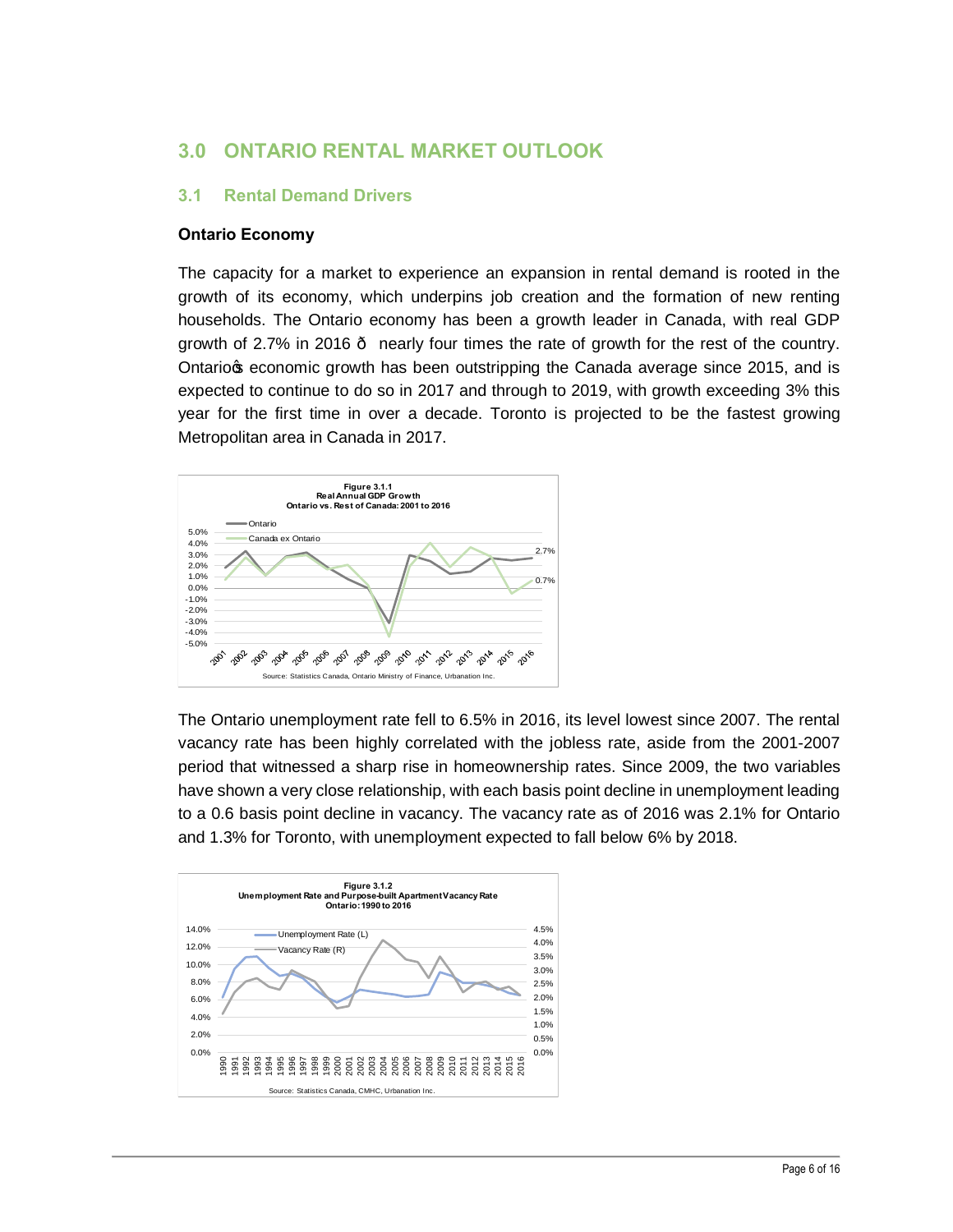# 3.0 ONTARIO RENTAL MARKET OUTLOOK

## 3.1 Rental Demand Drivers

**Ontario Economy**

The capacity for a market to experience an expansion in rental demand is rooted in the growth of its economy, which underpins job creation and the formation of new renting households. The Ontario economy has been a growth leader in Canada, with real GDP growth of 2.7% in 2016 ð nearly four times the rate of growth for the rest of the country. Ontarioꞌs economic growth has been outstripping the Canada average since 2015, and is expected to continue to do so in 2017 and through to 2019, with growth exceeding 3% this year for the first time in over a decade. Toronto is projected to be the fastest growing Metropolitan area in Canada in 2017.

Figure 3.1.1
Real Annual GDP Growth
Ontario vs. Rest of Canada: 2001 to 2016

Source: Statistics Canada, Ontario Ministry of Finance, Urbanation Inc.

The Ontario unemployment rate fell to 6.5% in 2016, its level lowest since 2007. The rental vacancy rate has been highly correlated with the jobless rate, aside from the 2001-2007 period that witnessed a sharp rise in homeownership rates. Since 2009, the two variables have shown a very close relationship, with each basis point decline in unemployment leading to a 0.6 basis point decline in vacancy. The vacancy rate as of 2016 was 2.1% for Ontario and 1.3% for Toronto, with unemployment expected to fall below 6% by 2018.

Figure 3.1.2
Unemployment Rate and Purpose-built Apartment Vacancy Rate
Ontario: 1990 to 2016

Source: Statistics Canada, CMHC, Urbanation Inc.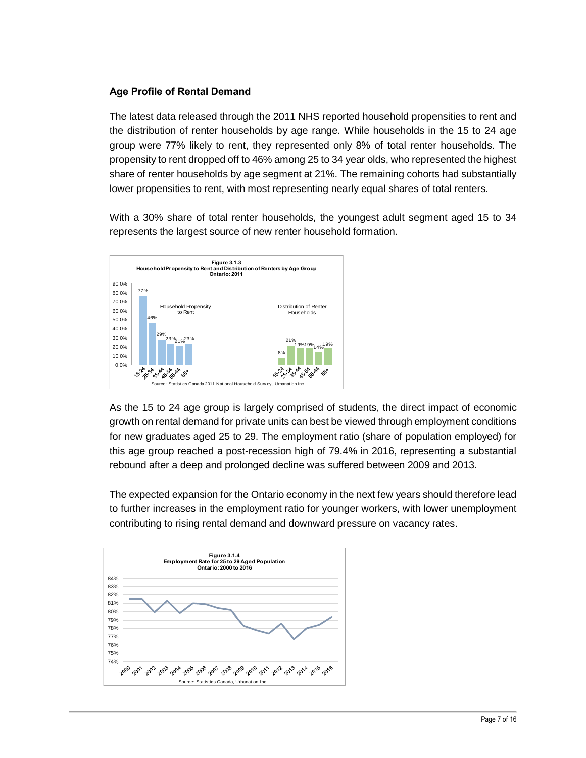### Age Profile of Rental Demand

The latest data released through the 2011 NHS reported household propensities to rent and the distribution of renter households by age range. While households in the 15 to 24 age group were 77% likely to rent, they represented only 8% of total renter households. The propensity to rent dropped off to 46% among 25 to 34 year olds, who represented the highest share of renter households by age segment at 21%. The remaining cohorts had substantially lower propensities to rent, with most representing nearly equal shares of total renters.

With a 30% share of total renter households, the youngest adult segment aged 15 to 34 represents the largest source of new renter household formation.

**Figure 3.1.3**
**Household Propensity to Rent and Distribution of Renters by Age Group**
**Ontario: 2011**

| Age Group | Household Propensity to Rent | Distribution of Renter Households |
|---|---|---|
| 15-24 | 77% | 8% |
| 25-34 | 46% | 21% |
| 35-44 | 29% | 19% |
| 45-54 | 23% | 19% |
| 55-64 | 21% | 14% |
| 65+ | 23% | 19% |

Source: Statistics Canada 2011 National Household Survey, Urbanation Inc.

As the 15 to 24 age group is largely comprised of students, the direct impact of economic growth on rental demand for private units can best be viewed through employment conditions for new graduates aged 25 to 29. The employment ratio (share of population employed) for this age group reached a post-recession high of 79.4% in 2016, representing a substantial rebound after a deep and prolonged decline was suffered between 2009 and 2013.

The expected expansion for the Ontario economy in the next few years should therefore lead to further increases in the employment ratio for younger workers, with lower unemployment contributing to rising rental demand and downward pressure on vacancy rates.

**Figure 3.1.4**
**Employment Rate for 25 to 29 Aged Population**
**Ontario: 2000 to 2016**

Source: Statistics Canada, Urbanation Inc.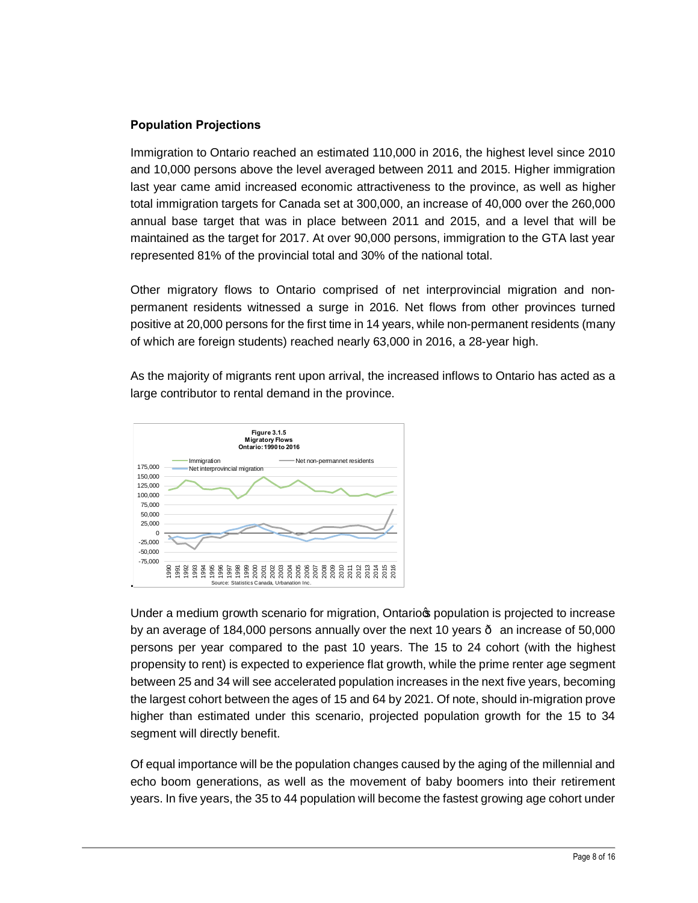### Population Projections

Immigration to Ontario reached an estimated 110,000 in 2016, the highest level since 2010 and 10,000 persons above the level averaged between 2011 and 2015. Higher immigration last year came amid increased economic attractiveness to the province, as well as higher total immigration targets for Canada set at 300,000, an increase of 40,000 over the 260,000 annual base target that was in place between 2011 and 2015, and a level that will be maintained as the target for 2017. At over 90,000 persons, immigration to the GTA last year represented 81% of the provincial total and 30% of the national total.

Other migratory flows to Ontario comprised of net interprovincial migration and non-permanent residents witnessed a surge in 2016. Net flows from other provinces turned positive at 20,000 persons for the first time in 14 years, while non-permanent residents (many of which are foreign students) reached nearly 63,000 in 2016, a 28-year high.

As the majority of migrants rent upon arrival, the increased inflows to Ontario has acted as a large contributor to rental demand in the province.

**Figure 3.1.5**
**Migratory Flows**
**Ontario: 1990 to 2016**

Source: Statistics Canada, Urbanation Inc.

Under a medium growth scenario for migration, Ontario's population is projected to increase by an average of 184,000 persons annually over the next 10 years – an increase of 50,000 persons per year compared to the past 10 years. The 15 to 24 cohort (with the highest propensity to rent) is expected to experience flat growth, while the prime renter age segment between 25 and 34 will see accelerated population increases in the next five years, becoming the largest cohort between the ages of 15 and 64 by 2021. Of note, should in-migration prove higher than estimated under this scenario, projected population growth for the 15 to 34 segment will directly benefit.

Of equal importance will be the population changes caused by the aging of the millennial and echo boom generations, as well as the movement of baby boomers into their retirement years. In five years, the 35 to 44 population will become the fastest growing age cohort under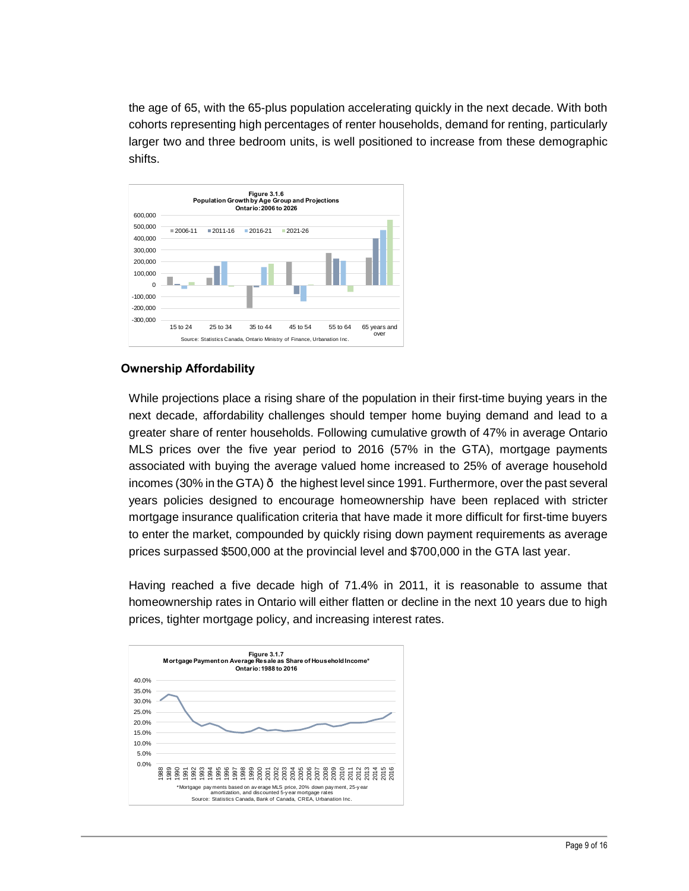the age of 65, with the 65-plus population accelerating quickly in the next decade. With both cohorts representing high percentages of renter households, demand for renting, particularly larger two and three bedroom units, is well positioned to increase from these demographic shifts.

**Figure 3.1.6**
**Population Growth by Age Group and Projections**
**Ontario: 2006 to 2026**

Source: Statistics Canada, Ontario Ministry of Finance, Urbanation Inc.

## Ownership Affordability

While projections place a rising share of the population in their first-time buying years in the next decade, affordability challenges should temper home buying demand and lead to a greater share of renter households. Following cumulative growth of 47% in average Ontario MLS prices over the five year period to 2016 (57% in the GTA), mortgage payments associated with buying the average valued home increased to 25% of average household incomes (30% in the GTA) ð the highest level since 1991. Furthermore, over the past several years policies designed to encourage homeownership have been replaced with stricter mortgage insurance qualification criteria that have made it more difficult for first-time buyers to enter the market, compounded by quickly rising down payment requirements as average prices surpassed $500,000 at the provincial level and $700,000 in the GTA last year.

Having reached a five decade high of 71.4% in 2011, it is reasonable to assume that homeownership rates in Ontario will either flatten or decline in the next 10 years due to high prices, tighter mortgage policy, and increasing interest rates.

**Figure 3.1.7**
**Mortgage Payment on Average Resale as Share of Household Income***
**Ontario: 1988 to 2016**

*Mortgage payments based on average MLS price, 20% down payment, 25-year amortization, and discounted 5-year mortgage rates
Source: Statistics Canada, Bank of Canada, CREA, Urbanation Inc.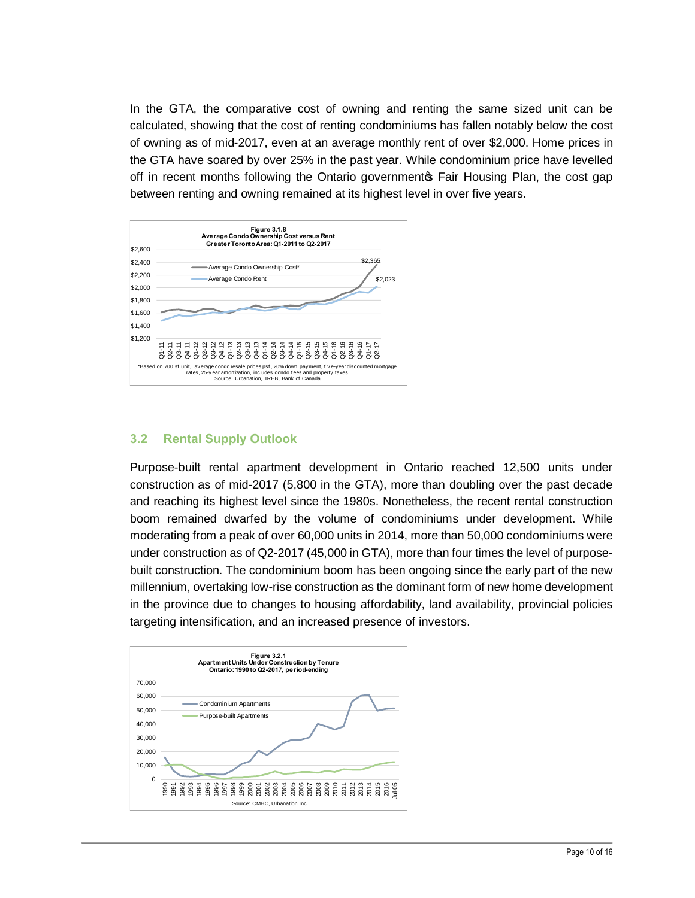In the GTA, the comparative cost of owning and renting the same sized unit can be calculated, showing that the cost of renting condominiums has fallen notably below the cost of owning as of mid-2017, even at an average monthly rent of over $2,000. Home prices in the GTA have soared by over 25% in the past year. While condominium price have levelled off in recent months following the Ontario government's Fair Housing Plan, the cost gap between renting and owning remained at its highest level in over five years.

**Figure 3.1.8**
**Average Condo Ownership Cost versus Rent**
**Greater Toronto Area: Q1-2011 to Q2-2017**

*Based on 700 sf unit, average condo resale prices psf, 20% down payment, five-year discounted mortgage rates, 25-year amortization, includes condo fees and property taxes
Source: Urbanation, TREB, Bank of Canada

## 3.2 Rental Supply Outlook

Purpose-built rental apartment development in Ontario reached 12,500 units under construction as of mid-2017 (5,800 in the GTA), more than doubling over the past decade and reaching its highest level since the 1980s. Nonetheless, the recent rental construction boom remained dwarfed by the volume of condominiums under development. While moderating from a peak of over 60,000 units in 2014, more than 50,000 condominiums were under construction as of Q2-2017 (45,000 in GTA), more than four times the level of purpose-built construction. The condominium boom has been ongoing since the early part of the new millennium, overtaking low-rise construction as the dominant form of new home development in the province due to changes to housing affordability, land availability, provincial policies targeting intensification, and an increased presence of investors.

**Figure 3.2.1**
**Apartment Units Under Construction by Tenure**
**Ontario: 1990 to Q2-2017, period-ending**

Source: CMHC, Urbanation Inc.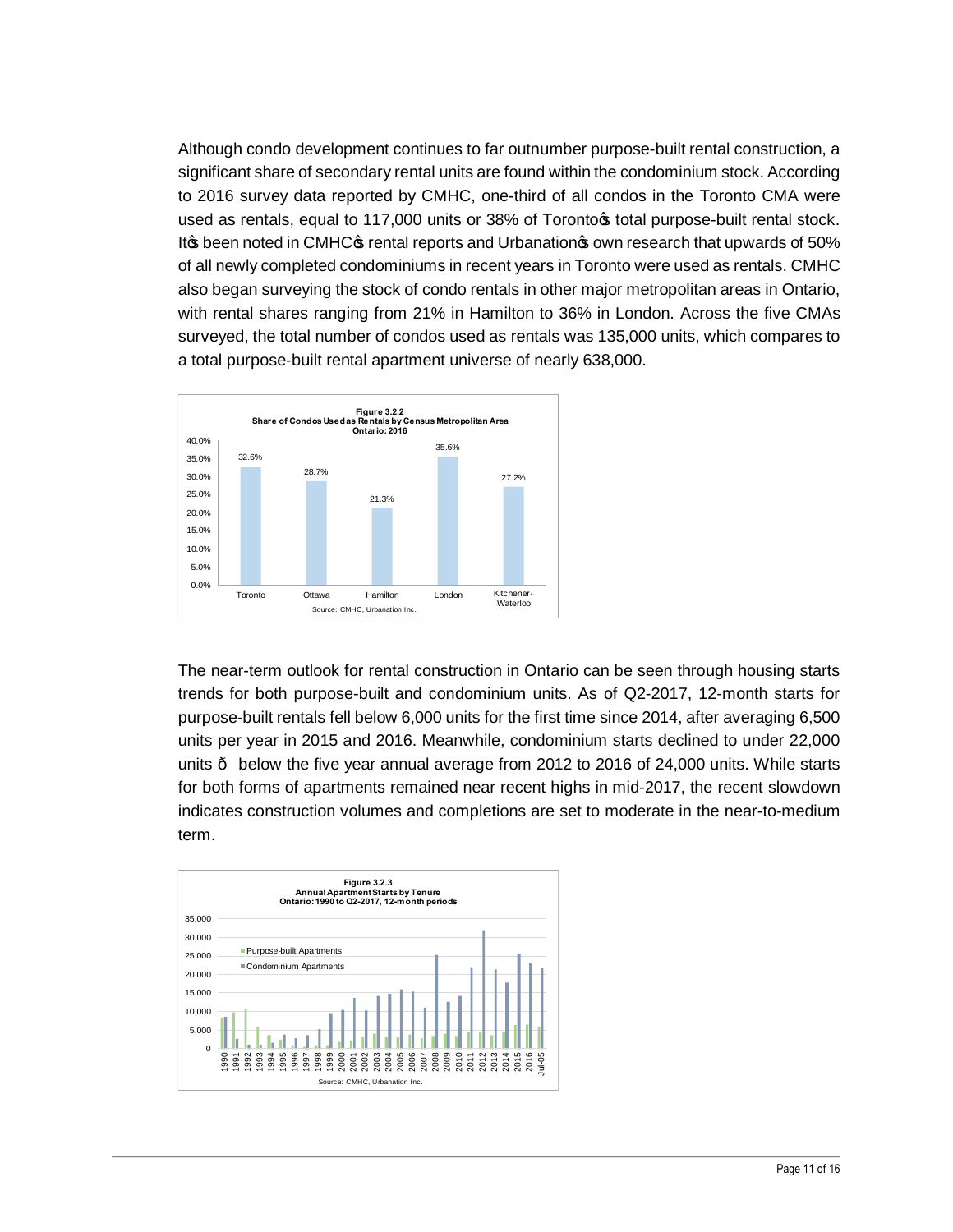Although condo development continues to far outnumber purpose-built rental construction, a significant share of secondary rental units are found within the condominium stock. According to 2016 survey data reported by CMHC, one-third of all condos in the Toronto CMA were used as rentals, equal to 117,000 units or 38% of Toronto's total purpose-built rental stock. It's been noted in CMHC's rental reports and Urbanation's own research that upwards of 50% of all newly completed condominiums in recent years in Toronto were used as rentals. CMHC also began surveying the stock of condo rentals in other major metropolitan areas in Ontario, with rental shares ranging from 21% in Hamilton to 36% in London. Across the five CMAs surveyed, the total number of condos used as rentals was 135,000 units, which compares to a total purpose-built rental apartment universe of nearly 638,000.

**Figure 3.2.2**
**Share of Condos Used as Rentals by Census Metropolitan Area**
**Ontario: 2016**

| Census Metropolitan Area | Share of Condos Used as Rentals |
| --- | --- |
| Toronto | 32.6% |
| Ottawa | 28.7% |
| Hamilton | 21.3% |
| London | 35.6% |
| Kitchener-Waterloo | 27.2% |

Source: CMHC, Urbanation Inc.

The near-term outlook for rental construction in Ontario can be seen through housing starts trends for both purpose-built and condominium units. As of Q2-2017, 12-month starts for purpose-built rentals fell below 6,000 units for the first time since 2014, after averaging 6,500 units per year in 2015 and 2016. Meanwhile, condominium starts declined to under 22,000 units – below the five year annual average from 2012 to 2016 of 24,000 units. While starts for both forms of apartments remained near recent highs in mid-2017, the recent slowdown indicates construction volumes and completions are set to moderate in the near-to-medium term.

**Figure 3.2.3**
**Annual Apartment Starts by Tenure**
**Ontario: 1990 to Q2-2017, 12-month periods**

Source: CMHC, Urbanation Inc.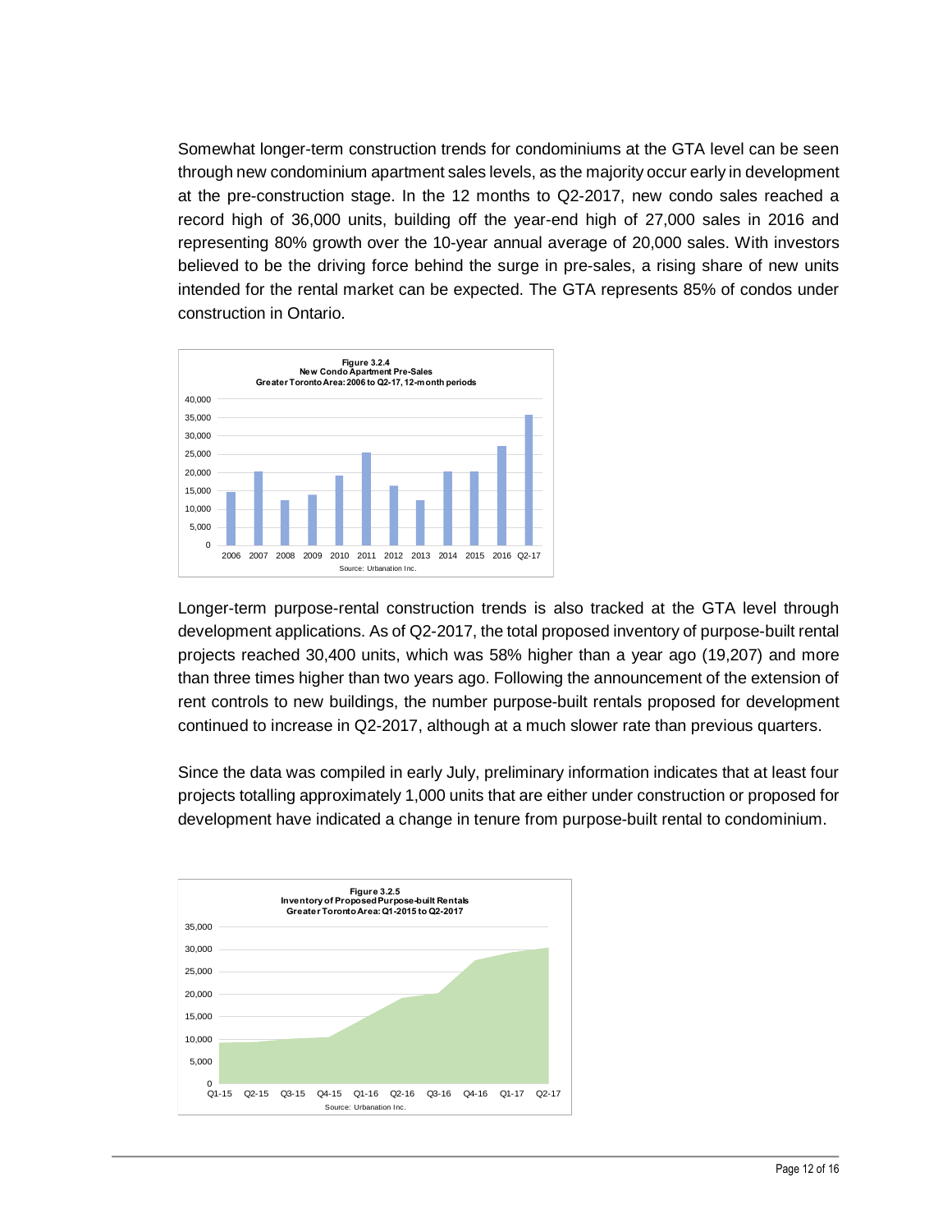Somewhat longer-term construction trends for condominiums at the GTA level can be seen through new condominium apartment sales levels, as the majority occur early in development at the pre-construction stage. In the 12 months to Q2-2017, new condo sales reached a record high of 36,000 units, building off the year-end high of 27,000 sales in 2016 and representing 80% growth over the 10-year annual average of 20,000 sales. With investors believed to be the driving force behind the surge in pre-sales, a rising share of new units intended for the rental market can be expected. The GTA represents 85% of condos under construction in Ontario.

**Figure 3.2.4**
**New Condo Apartment Pre-Sales**
**Greater Toronto Area: 2006 to Q2-17, 12-month periods**

Source: Urbanation Inc.

Longer-term purpose-rental construction trends is also tracked at the GTA level through development applications. As of Q2-2017, the total proposed inventory of purpose-built rental projects reached 30,400 units, which was 58% higher than a year ago (19,207) and more than three times higher than two years ago. Following the announcement of the extension of rent controls to new buildings, the number purpose-built rentals proposed for development continued to increase in Q2-2017, although at a much slower rate than previous quarters.

Since the data was compiled in early July, preliminary information indicates that at least four projects totalling approximately 1,000 units that are either under construction or proposed for development have indicated a change in tenure from purpose-built rental to condominium.

**Figure 3.2.5**
**Inventory of Proposed Purpose-built Rentals**
**Greater Toronto Area: Q1-2015 to Q2-2017**

Source: Urbanation Inc.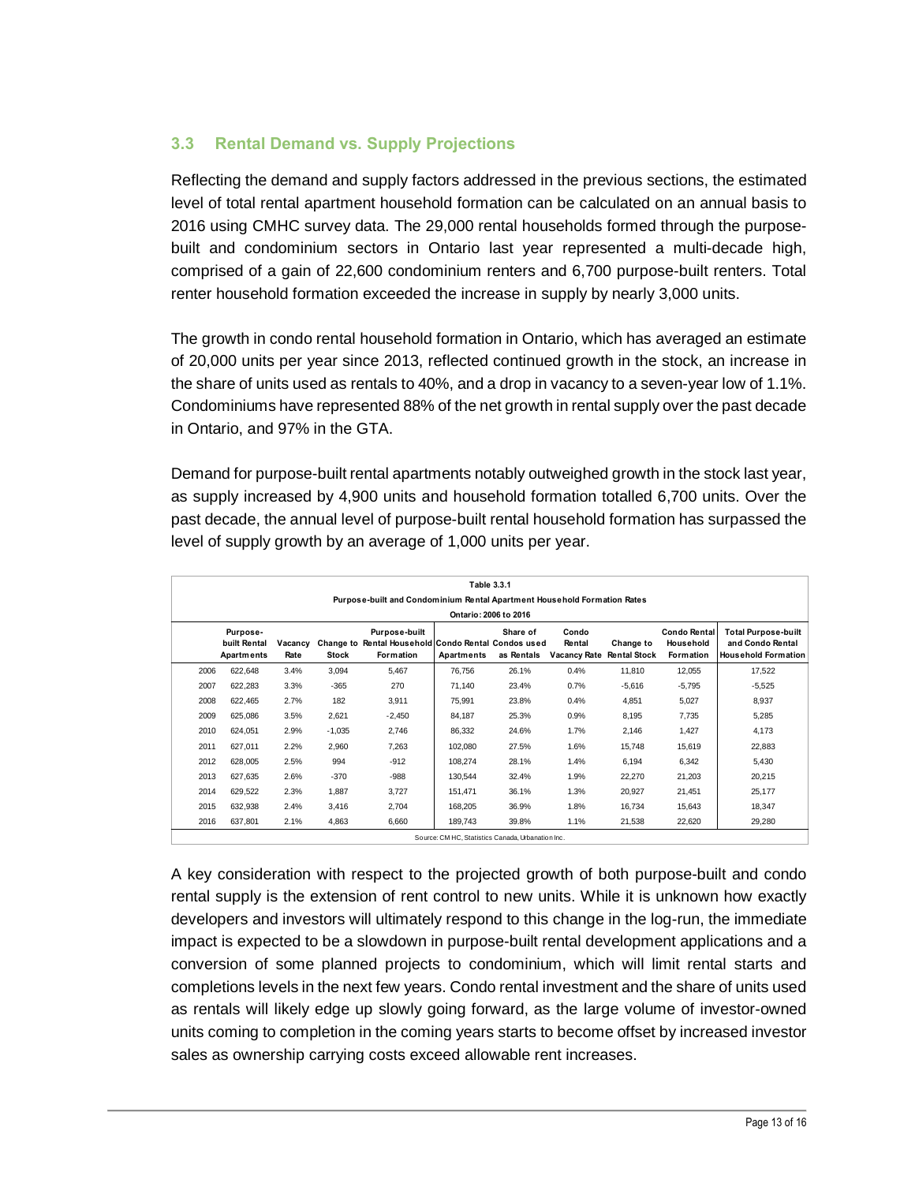## 3.3 Rental Demand vs. Supply Projections

Reflecting the demand and supply factors addressed in the previous sections, the estimated level of total rental apartment household formation can be calculated on an annual basis to 2016 using CMHC survey data. The 29,000 rental households formed through the purpose-built and condominium sectors in Ontario last year represented a multi-decade high, comprised of a gain of 22,600 condominium renters and 6,700 purpose-built renters. Total renter household formation exceeded the increase in supply by nearly 3,000 units.

The growth in condo rental household formation in Ontario, which has averaged an estimate of 20,000 units per year since 2013, reflected continued growth in the stock, an increase in the share of units used as rentals to 40%, and a drop in vacancy to a seven-year low of 1.1%. Condominiums have represented 88% of the net growth in rental supply over the past decade in Ontario, and 97% in the GTA.

Demand for purpose-built rental apartments notably outweighed growth in the stock last year, as supply increased by 4,900 units and household formation totalled 6,700 units. Over the past decade, the annual level of purpose-built rental household formation has surpassed the level of supply growth by an average of 1,000 units per year.

**Table 3.3.1**
**Purpose-built and Condominium Rental Apartment Household Formation Rates**
**Ontario: 2006 to 2016**

| | Purpose-built Rental Apartments | Vacancy Rate | Change to Stock | Purpose-built Rental Household Formation | Condo Rental Apartments | Share of Condos used as Rentals | Condo Rental Vacancy Rate | Change to Rental Stock | Condo Rental Household Formation | Total Purpose-built and Condo Rental Household Formation |
|---|---|---|---|---|---|---|---|---|---|---|
| 2006 | 622,648 | 3.4% | 3,094 | 5,467 | 76,756 | 26.1% | 0.4% | 11,810 | 12,055 | 17,522 |
| 2007 | 622,283 | 3.3% | -365 | 270 | 71,140 | 23.4% | 0.7% | -5,616 | -5,795 | -5,525 |
| 2008 | 622,465 | 2.7% | 182 | 3,911 | 75,991 | 23.8% | 0.4% | 4,851 | 5,027 | 8,937 |
| 2009 | 625,086 | 3.5% | 2,621 | -2,450 | 84,187 | 25.3% | 0.9% | 8,195 | 7,735 | 5,285 |
| 2010 | 624,051 | 2.9% | -1,035 | 2,746 | 86,332 | 24.6% | 1.7% | 2,146 | 1,427 | 4,173 |
| 2011 | 627,011 | 2.2% | 2,960 | 7,263 | 102,080 | 27.5% | 1.6% | 15,748 | 15,619 | 22,883 |
| 2012 | 628,005 | 2.5% | 994 | -912 | 108,274 | 28.1% | 1.4% | 6,194 | 6,342 | 5,430 |
| 2013 | 627,635 | 2.6% | -370 | -988 | 130,544 | 32.4% | 1.9% | 22,270 | 21,203 | 20,215 |
| 2014 | 629,522 | 2.3% | 1,887 | 3,727 | 151,471 | 36.1% | 1.3% | 20,927 | 21,451 | 25,177 |
| 2015 | 632,938 | 2.4% | 3,416 | 2,704 | 168,205 | 36.9% | 1.8% | 16,734 | 15,643 | 18,347 |
| 2016 | 637,801 | 2.1% | 4,863 | 6,660 | 189,743 | 39.8% | 1.1% | 21,538 | 22,620 | 29,280 |

Source: CMHC, Statistics Canada, Urbanation Inc.

A key consideration with respect to the projected growth of both purpose-built and condo rental supply is the extension of rent control to new units. While it is unknown how exactly developers and investors will ultimately respond to this change in the log-run, the immediate impact is expected to be a slowdown in purpose-built rental development applications and a conversion of some planned projects to condominium, which will limit rental starts and completions levels in the next few years. Condo rental investment and the share of units used as rentals will likely edge up slowly going forward, as the large volume of investor-owned units coming to completion in the coming years starts to become offset by increased investor sales as ownership carrying costs exceed allowable rent increases.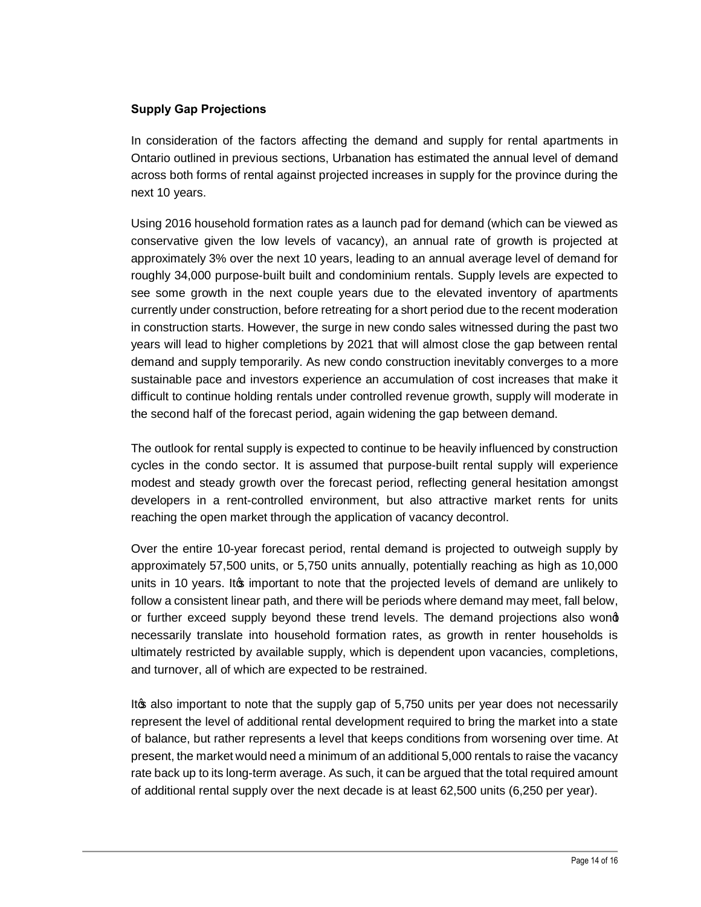**Supply Gap Projections**

In consideration of the factors affecting the demand and supply for rental apartments in Ontario outlined in previous sections, Urbanation has estimated the annual level of demand across both forms of rental against projected increases in supply for the province during the next 10 years.

Using 2016 household formation rates as a launch pad for demand (which can be viewed as conservative given the low levels of vacancy), an annual rate of growth is projected at approximately 3% over the next 10 years, leading to an annual average level of demand for roughly 34,000 purpose-built built and condominium rentals. Supply levels are expected to see some growth in the next couple years due to the elevated inventory of apartments currently under construction, before retreating for a short period due to the recent moderation in construction starts. However, the surge in new condo sales witnessed during the past two years will lead to higher completions by 2021 that will almost close the gap between rental demand and supply temporarily. As new condo construction inevitably converges to a more sustainable pace and investors experience an accumulation of cost increases that make it difficult to continue holding rentals under controlled revenue growth, supply will moderate in the second half of the forecast period, again widening the gap between demand.

The outlook for rental supply is expected to continue to be heavily influenced by construction cycles in the condo sector. It is assumed that purpose-built rental supply will experience modest and steady growth over the forecast period, reflecting general hesitation amongst developers in a rent-controlled environment, but also attractive market rents for units reaching the open market through the application of vacancy decontrol.

Over the entire 10-year forecast period, rental demand is projected to outweigh supply by approximately 57,500 units, or 5,750 units annually, potentially reaching as high as 10,000 units in 10 years. It's important to note that the projected levels of demand are unlikely to follow a consistent linear path, and there will be periods where demand may meet, fall below, or further exceed supply beyond these trend levels. The demand projections also won't necessarily translate into household formation rates, as growth in renter households is ultimately restricted by available supply, which is dependent upon vacancies, completions, and turnover, all of which are expected to be restrained.

It's also important to note that the supply gap of 5,750 units per year does not necessarily represent the level of additional rental development required to bring the market into a state of balance, but rather represents a level that keeps conditions from worsening over time. At present, the market would need a minimum of an additional 5,000 rentals to raise the vacancy rate back up to its long-term average. As such, it can be argued that the total required amount of additional rental supply over the next decade is at least 62,500 units (6,250 per year).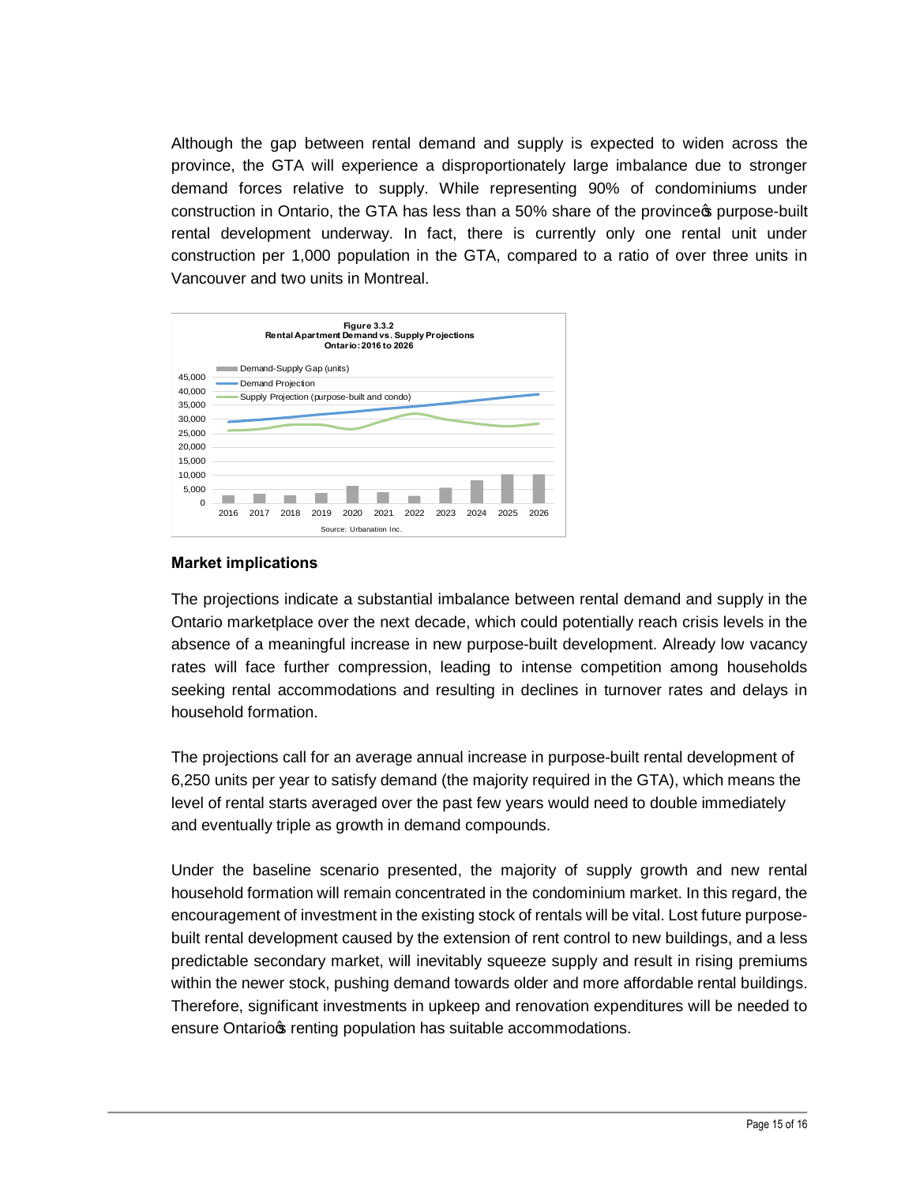Although the gap between rental demand and supply is expected to widen across the province, the GTA will experience a disproportionately large imbalance due to stronger demand forces relative to supply. While representing 90% of condominiums under construction in Ontario, the GTA has less than a 50% share of the province's purpose-built rental development underway. In fact, there is currently only one rental unit under construction per 1,000 population in the GTA, compared to a ratio of over three units in Vancouver and two units in Montreal.

**Figure 3.3.2**
**Rental Apartment Demand vs. Supply Projections**
**Ontario: 2016 to 2026**

Source: Urbanation Inc.

## Market implications

The projections indicate a substantial imbalance between rental demand and supply in the Ontario marketplace over the next decade, which could potentially reach crisis levels in the absence of a meaningful increase in new purpose-built development. Already low vacancy rates will face further compression, leading to intense competition among households seeking rental accommodations and resulting in declines in turnover rates and delays in household formation.

The projections call for an average annual increase in purpose-built rental development of 6,250 units per year to satisfy demand (the majority required in the GTA), which means the level of rental starts averaged over the past few years would need to double immediately and eventually triple as growth in demand compounds.

Under the baseline scenario presented, the majority of supply growth and new rental household formation will remain concentrated in the condominium market. In this regard, the encouragement of investment in the existing stock of rentals will be vital. Lost future purpose-built rental development caused by the extension of rent control to new buildings, and a less predictable secondary market, will inevitably squeeze supply and result in rising premiums within the newer stock, pushing demand towards older and more affordable rental buildings. Therefore, significant investments in upkeep and renovation expenditures will be needed to ensure Ontario's renting population has suitable accommodations.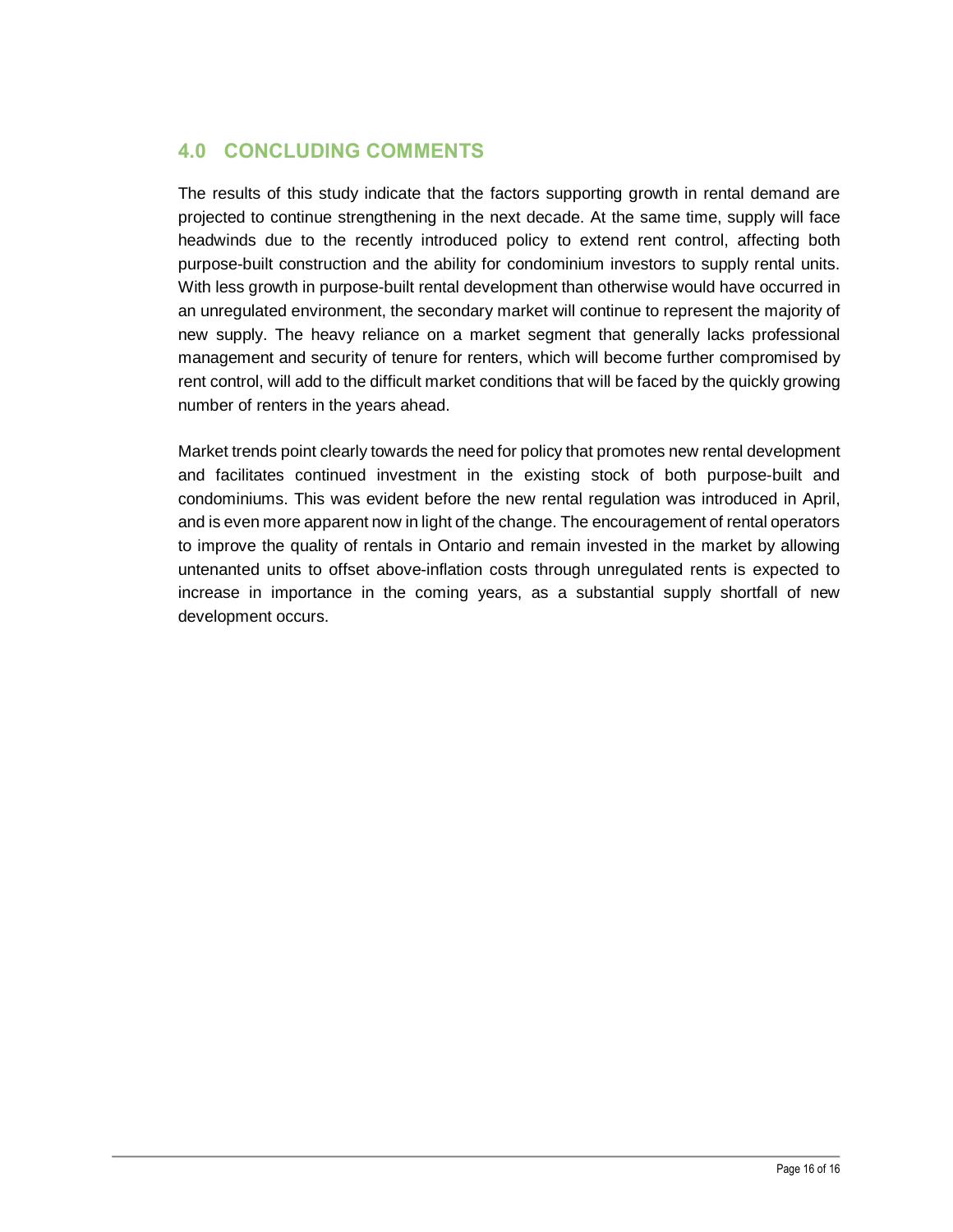## 4.0 CONCLUDING COMMENTS

The results of this study indicate that the factors supporting growth in rental demand are projected to continue strengthening in the next decade. At the same time, supply will face headwinds due to the recently introduced policy to extend rent control, affecting both purpose-built construction and the ability for condominium investors to supply rental units. With less growth in purpose-built rental development than otherwise would have occurred in an unregulated environment, the secondary market will continue to represent the majority of new supply. The heavy reliance on a market segment that generally lacks professional management and security of tenure for renters, which will become further compromised by rent control, will add to the difficult market conditions that will be faced by the quickly growing number of renters in the years ahead.

Market trends point clearly towards the need for policy that promotes new rental development and facilitates continued investment in the existing stock of both purpose-built and condominiums. This was evident before the new rental regulation was introduced in April, and is even more apparent now in light of the change. The encouragement of rental operators to improve the quality of rentals in Ontario and remain invested in the market by allowing untenanted units to offset above-inflation costs through unregulated rents is expected to increase in importance in the coming years, as a substantial supply shortfall of new development occurs.